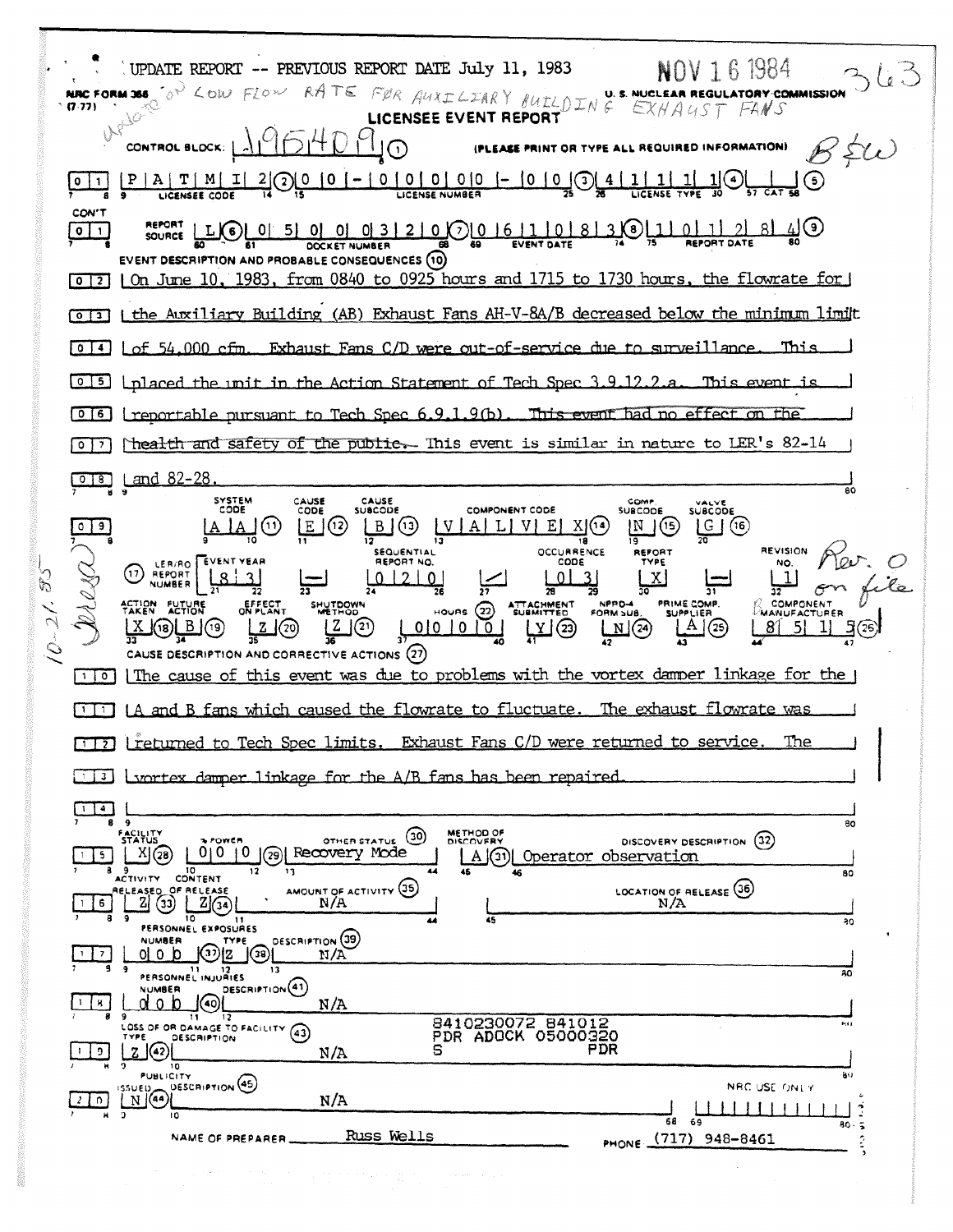UPDATE REPORT -- PREVIOUS REPORT DATE July 11, 1983

NOV 16 1984

363

NRC FORM 366 (7-77)

Update on LOW FLOW RATE FOR AUXILIARY BUILDING EXHAUST FANS

U. S. NUCLEAR REGULATORY COMMISSION

# LICENSEE EVENT REPORT

CONTROL BLOCK: 195409 (1) (PLEASE PRINT OR TYPE ALL REQUIRED INFORMATION)

B&W

| | | | | | |
|---|---|---|---|---|---|
| 0 1 | P A T M I 2 (2) | 0 0 - 0 0 0 0 0 - 0 0 (3) | 4 1 1 1 1 (4) | (5) | |
| | LICENSEE CODE | LICENSE NUMBER | LICENSE TYPE | CAT | |

| CON'T | | | | | |
|---|---|---|---|---|---|
| 0 1 | REPORT SOURCE L (6) | 0 5 0 0 0 3 2 0 (7) | 0 6 1 0 8 3 (8) | 1 0 1 2 8 4 (9) | |
| | | DOCKET NUMBER | EVENT DATE | REPORT DATE | |

EVENT DESCRIPTION AND PROBABLE CONSEQUENCES (10)

0 2 On June 10, 1983, from 0840 to 0925 hours and 1715 to 1730 hours, the flowrate for

0 3 the Auxiliary Building (AB) Exhaust Fans AH-V-8A/B decreased below the minimum limit

0 4 of 54,000 cfm. Exhaust Fans C/D were out-of-service due to surveillance. This

0 5 placed the unit in the Action Statement of Tech Spec 3.9.12.2.a. This event is

0 6 reportable pursuant to Tech Spec 6.9.1.9(b). ~~This event had no effect on the~~

0 7 ~~health and safety of the public.~~ This event is similar in nature to LER's 82-14

0 8 and 82-28.

| | SYSTEM CODE | CAUSE CODE | CAUSE SUBCODE | COMPONENT CODE | COMP. SUBCODE | VALVE SUBCODE |
|---|---|---|---|---|---|---|
| 0 9 | A A (11) | E (12) | B (13) | V A L V E X (14) | N (15) | G (16) |

| (17) LER/RO REPORT NUMBER | EVENT YEAR | | SEQUENTIAL REPORT NO. | | OCCURRENCE CODE | REPORT TYPE | | REVISION NO. |
|---|---|---|---|---|---|---|---|---|
| | 8 3 | — | 0 2 0 | / | 0 3 | X | — | 1 |

Rev. 0 on file

10-21-85 Teresa

| ACTION TAKEN | FUTURE ACTION | EFFECT ON PLANT | SHUTDOWN METHOD | HOURS (22) | ATTACHMENT SUBMITTED | NPRD-4 FORM SUB. | PRIME COMP. SUPPLIER | COMPONENT MANUFACTURER |
|---|---|---|---|---|---|---|---|---|
| X (18) | B (19) | Z (20) | Z (21) | 0 0 0 0 | Y (23) | N (24) | A (25) | B 8 5 1 5 (26) |

CAUSE DESCRIPTION AND CORRECTIVE ACTIONS (27)

1 0 The cause of this event was due to problems with the vortex damper linkage for the

1 1 A and B fans which caused the flowrate to fluctuate. The exhaust flowrate was

1 2 returned to Tech Spec limits. Exhaust Fans C/D were returned to service. The

1 3 vortex damper linkage for the A/B fans has been repaired.

1 4

| | FACILITY STATUS | % POWER | OTHER STATUS (30) | METHOD OF DISCOVERY | DISCOVERY DESCRIPTION (32) |
|---|---|---|---|---|---|
| 1 5 | X (28) | 0 0 0 (29) | Recovery Mode | A (31) | Operator observation |

| | ACTIVITY RELEASED | CONTENT OF RELEASE | AMOUNT OF ACTIVITY (35) | LOCATION OF RELEASE (36) |
|---|---|---|---|---|
| 1 6 | Z (33) | Z (34) | N/A | N/A |

PERSONNEL EXPOSURES

| | NUMBER | TYPE | DESCRIPTION (39) |
|---|---|---|---|
| 1 7 | 0 0 0 (37) | Z (38) | N/A |

PERSONNEL INJURIES

| | NUMBER | DESCRIPTION (41) |
|---|---|---|
| 1 8 | 0 0 0 (40) | N/A |

LOSS OF OR DAMAGE TO FACILITY (43)

| | TYPE | DESCRIPTION |
|---|---|---|
| 1 9 | Z (42) | N/A |

8410230072 841012
PDR ADOCK 05000320
S PDR

PUBLICITY

| | ISSUED | DESCRIPTION (45) | NRC USE ONLY |
|---|---|---|---|
| 2 0 | N (44) | N/A | |

NAME OF PREPARER Russ Wells PHONE (717) 948-8461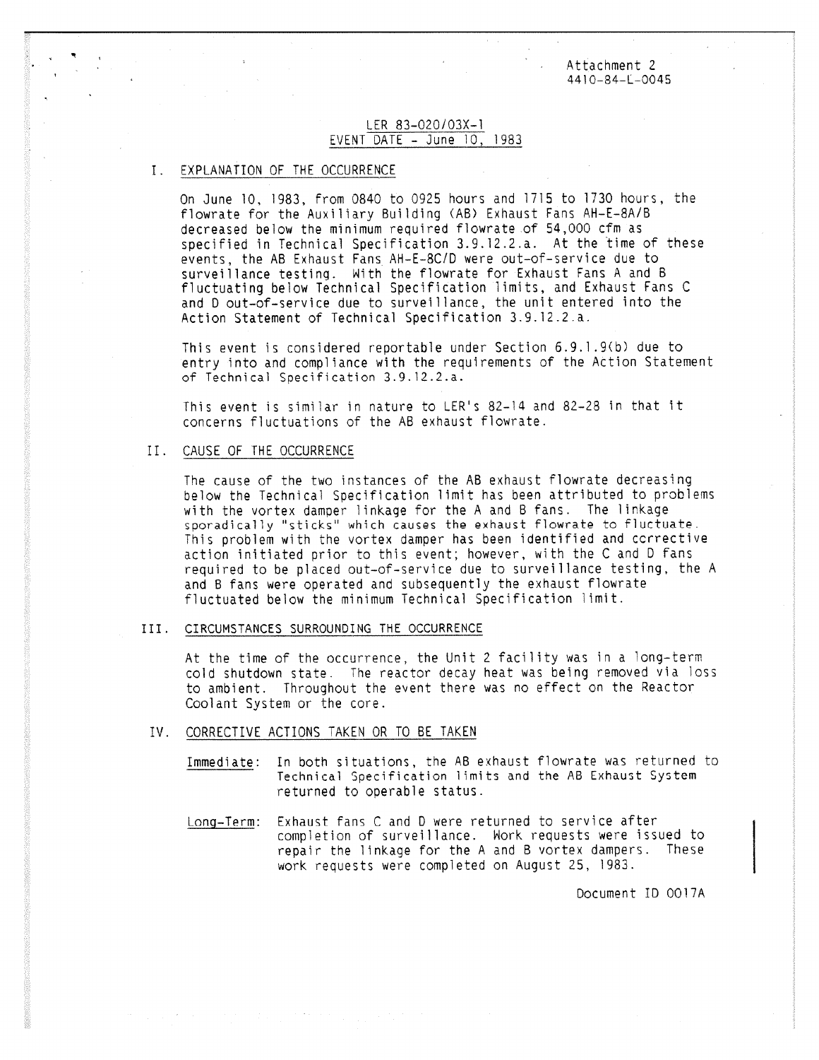Attachment 2
4410-84-L-0045

LER 83-020/03X-1
EVENT DATE - June 10, 1983

## I. EXPLANATION OF THE OCCURRENCE

On June 10, 1983, from 0840 to 0925 hours and 1715 to 1730 hours, the flowrate for the Auxiliary Building (AB) Exhaust Fans AH-E-8A/B decreased below the minimum required flowrate of 54,000 cfm as specified in Technical Specification 3.9.12.2.a. At the time of these events, the AB Exhaust Fans AH-E-8C/D were out-of-service due to surveillance testing. With the flowrate for Exhaust Fans A and B fluctuating below Technical Specification limits, and Exhaust Fans C and D out-of-service due to surveillance, the unit entered into the Action Statement of Technical Specification 3.9.12.2.a.

This event is considered reportable under Section 6.9.1.9(b) due to entry into and compliance with the requirements of the Action Statement of Technical Specification 3.9.12.2.a.

This event is similar in nature to LER's 82-14 and 82-28 in that it concerns fluctuations of the AB exhaust flowrate.

## II. CAUSE OF THE OCCURRENCE

The cause of the two instances of the AB exhaust flowrate decreasing below the Technical Specification limit has been attributed to problems with the vortex damper linkage for the A and B fans. The linkage sporadically "sticks" which causes the exhaust flowrate to fluctuate. This problem with the vortex damper has been identified and corrective action initiated prior to this event; however, with the C and D fans required to be placed out-of-service due to surveillance testing, the A and B fans were operated and subsequently the exhaust flowrate fluctuated below the minimum Technical Specification limit.

## III. CIRCUMSTANCES SURROUNDING THE OCCURRENCE

At the time of the occurrence, the Unit 2 facility was in a long-term cold shutdown state. The reactor decay heat was being removed via loss to ambient. Throughout the event there was no effect on the Reactor Coolant System or the core.

## IV. CORRECTIVE ACTIONS TAKEN OR TO BE TAKEN

Immediate: In both situations, the AB exhaust flowrate was returned to Technical Specification limits and the AB Exhaust System returned to operable status.

Long-Term: Exhaust fans C and D were returned to service after completion of surveillance. Work requests were issued to repair the linkage for the A and B vortex dampers. These work requests were completed on August 25, 1983.

Document ID 0017A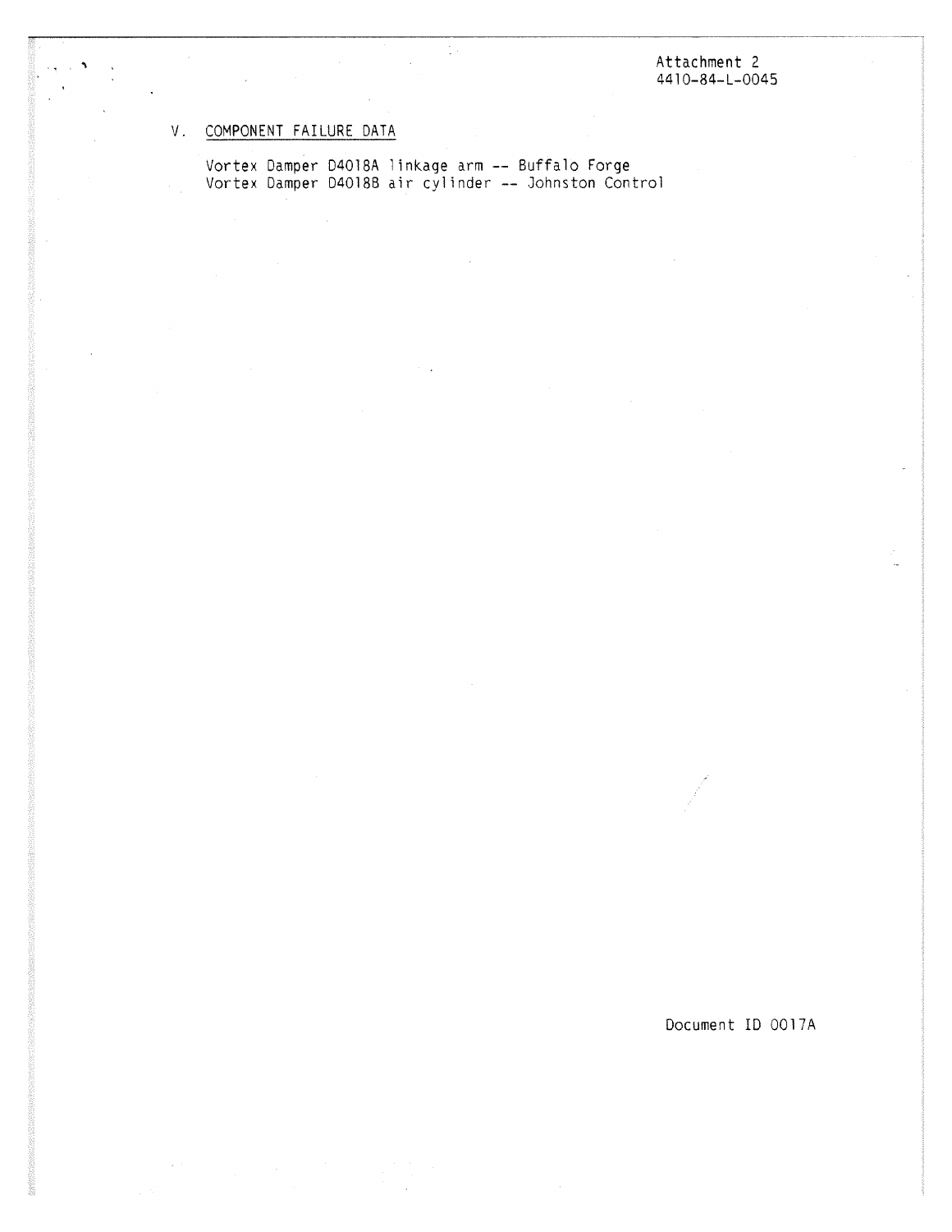Attachment 2
4410-84-L-0045

## V. COMPONENT FAILURE DATA

Vortex Damper D4018A linkage arm -- Buffalo Forge
Vortex Damper D4018B air cylinder -- Johnston Control

Document ID 0017A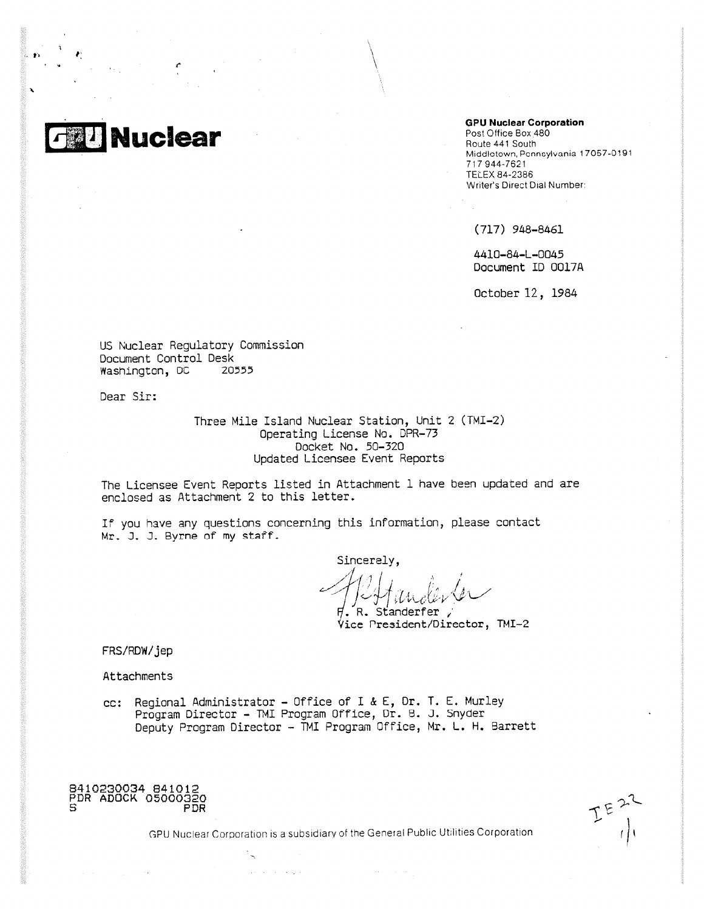**GPU Nuclear**

**GPU Nuclear Corporation**
Post Office Box 480
Route 441 South
Middletown, Pennsylvania 17057-0191
717 944-7621
TELEX 84-2386
Writer's Direct Dial Number:

(717) 948-8461

4410-84-L-0045
Document ID 0017A

October 12, 1984

US Nuclear Regulatory Commission
Document Control Desk
Washington, DC 20555

Dear Sir:

Three Mile Island Nuclear Station, Unit 2 (TMI-2)
Operating License No. DPR-73
Docket No. 50-320
Updated Licensee Event Reports

The Licensee Event Reports listed in Attachment 1 have been updated and are enclosed as Attachment 2 to this letter.

If you have any questions concerning this information, please contact Mr. J. J. Byrne of my staff.

Sincerely,

F. R. Standerfer
Vice President/Director, TMI-2

FRS/RDW/jep

Attachments

cc: Regional Administrator - Office of I & E, Dr. T. E. Murley
Program Director - TMI Program Office, Dr. B. J. Snyder
Deputy Program Director - TMI Program Office, Mr. L. H. Barrett

8410230034 841012
PDR ADOCK 05000320
S PDR

IE22

GPU Nuclear Corporation is a subsidiary of the General Public Utilities Corporation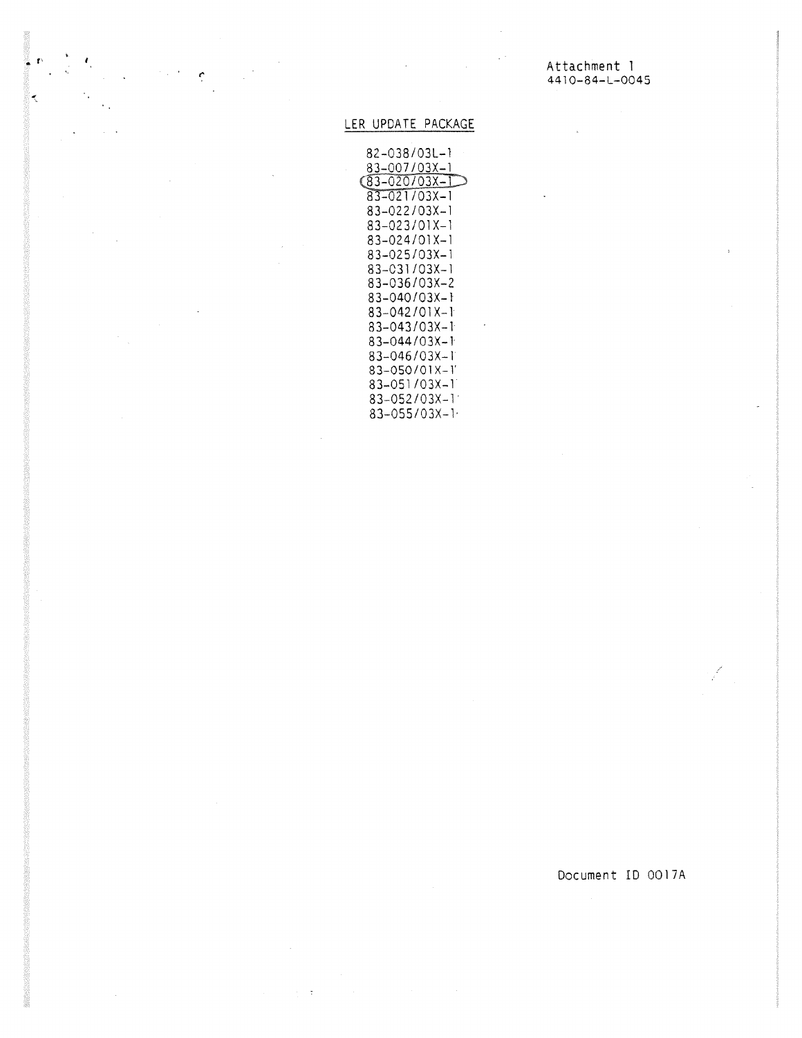Attachment 1
4410-84-L-0045

## LER UPDATE PACKAGE

82-038/03L-1
83-007/03X-1
83-020/03X-1
83-021/03X-1
83-022/03X-1
83-023/01X-1
83-024/01X-1
83-025/03X-1
83-031/03X-1
83-036/03X-2
83-040/03X-1
83-042/01X-1
83-043/03X-1
83-044/03X-1
83-046/03X-1
83-050/01X-1
83-051/03X-1
83-052/03X-1
83-055/03X-1

Document ID 0017A